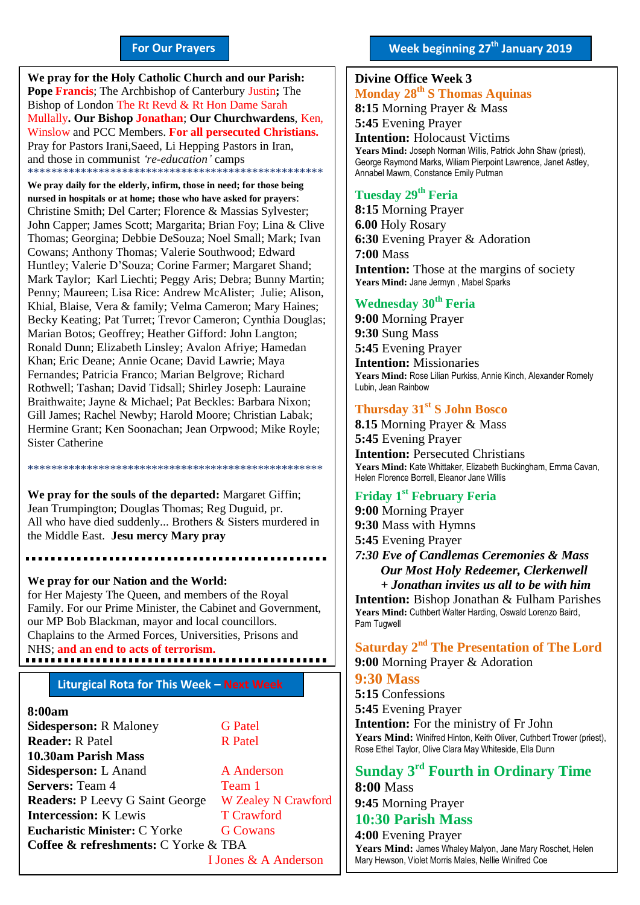## For Our Prayers

**We pray for the Holy Catholic Church and our Parish:** **Pope** **Francis**; The Archbishop of Canterbury Justin**;** The Bishop of London The Rt Revd & Rt Hon Dame Sarah Mullally**. Our Bishop** **Jonathan**; **Our Churchwardens**, Ken, Winslow and PCC Members. **For all persecuted Christians.** Pray for Pastors Irani,Saeed, Li Hepping Pastors in Iran, and those in communist *'re-education'* camps

\*\*\*\*\*\*\*\*\*\*\*\*\*\*\*\*\*\*\*\*\*\*\*\*\*\*\*\*\*\*\*\*\*\*\*\*\*\*\*\*\*\*\*\*\*\*\*\*\*\*\*\*

**We pray daily for the elderly, infirm, those in need; for those being nursed in hospitals or at home; those who have asked for prayers**: Christine Smith; Del Carter; Florence & Massias Sylvester; John Capper; James Scott; Margarita; Brian Foy; Lina & Clive Thomas; Georgina; Debbie DeSouza; Noel Small; Mark; Ivan Cowans; Anthony Thomas; Valerie Southwood; Edward Huntley; Valerie D'Souza; Corine Farmer; Margaret Shand; Mark Taylor; Karl Liechti; Peggy Aris; Debra; Bunny Martin; Penny; Maureen; Lisa Rice: Andrew McAlister; Julie; Alison, Khial, Blaise, Vera & family; Velma Cameron; Mary Haines; Becky Keating; Pat Turret; Trevor Cameron; Cynthia Douglas; Marian Botos; Geoffrey; Heather Gifford: John Langton; Ronald Dunn; Elizabeth Linsley; Avalon Afriye; Hamedan Khan; Eric Deane; Annie Ocane; David Lawrie; Maya Fernandes; Patricia Franco; Marian Belgrove; Richard Rothwell; Tashan; David Tidsall; Shirley Joseph: Lauraine Braithwaite; Jayne & Michael; Pat Beckles: Barbara Nixon; Gill James; Rachel Newby; Harold Moore; Christian Labak; Hermine Grant; Ken Soonachan; Jean Orpwood; Mike Royle; Sister Catherine

\*\*\*\*\*\*\*\*\*\*\*\*\*\*\*\*\*\*\*\*\*\*\*\*\*\*\*\*\*\*\*\*\*\*\*\*\*\*\*\*\*\*\*\*\*\*\*\*\*\*\*\*

**We pray for the souls of the departed:** Margaret Giffin; Jean Trumpington; Douglas Thomas; Reg Duguid, pr. All who have died suddenly... Brothers & Sisters murdered in the Middle East. **Jesu mercy Mary pray**

**We pray for our Nation and the World:** for Her Majesty The Queen, and members of the Royal Family. For our Prime Minister, the Cabinet and Government, our MP Bob Blackman, mayor and local councillors. Chaplains to the Armed Forces, Universities, Prisons and NHS; **and an end to acts of terrorism.**

## Liturgical Rota for This Week – Next Week

| | This Week | Next Week |
|---|---|---|
| **8:00am** | | |
| **Sidesperson:** | R Maloney | G Patel |
| **Reader:** | R Patel | R Patel |
| **10.30am Parish Mass** | | |
| **Sidesperson:** | L Anand | A Anderson |
| **Servers:** | Team 4 | Team 1 |
| **Readers:** | P Leevy G Saint George | W Zealey N Crawford |
| **Intercession:** | K Lewis | T Crawford |
| **Eucharistic Minister:** | C Yorke | G Cowans |
| **Coffee & refreshments:** | C Yorke & TBA | I Jones & A Anderson |

## Week beginning 27th January 2019

**Divine Office Week 3**

### Monday 28th S Thomas Aquinas

**8:15** Morning Prayer & Mass
**5:45** Evening Prayer
**Intention:** Holocaust Victims
**Years Mind:** Joseph Norman Willis, Patrick John Shaw (priest), George Raymond Marks, Wiliam Pierpoint Lawrence, Janet Astley, Annabel Mawm, Constance Emily Putman

### Tuesday 29th Feria

**8:15** Morning Prayer
**6.00** Holy Rosary
**6:30** Evening Prayer & Adoration
**7:00** Mass
**Intention:** Those at the margins of society
**Years Mind:** Jane Jermyn , Mabel Sparks

### Wednesday 30th Feria

**9:00** Morning Prayer
**9:30** Sung Mass
**5:45** Evening Prayer
**Intention:** Missionaries
**Years Mind:** Rose Lilian Purkiss, Annie Kinch, Alexander Romely Lubin, Jean Rainbow

### Thursday 31st S John Bosco

**8.15** Morning Prayer & Mass
**5:45** Evening Prayer
**Intention:** Persecuted Christians
**Years Mind:** Kate Whittaker, Elizabeth Buckingham, Emma Cavan, Helen Florence Borrell, Eleanor Jane Willis

### Friday 1st February Feria

**9:00** Morning Prayer
**9:30** Mass with Hymns
**5:45** Evening Prayer
***7:30 Eve of Candlemas Ceremonies & Mass***
***Our Most Holy Redeemer, Clerkenwell***
***+ Jonathan invites us all to be with him***
**Intention:** Bishop Jonathan & Fulham Parishes
**Years Mind:** Cuthbert Walter Harding, Oswald Lorenzo Baird, Pam Tugwell

### Saturday 2nd The Presentation of The Lord

**9:00** Morning Prayer & Adoration
**9:30 Mass**
**5:15** Confessions
**5:45** Evening Prayer
**Intention:** For the ministry of Fr John
**Years Mind:** Winifred Hinton, Keith Oliver, Cuthbert Trower (priest), Rose Ethel Taylor, Olive Clara May Whiteside, Ella Dunn

### Sunday 3rd Fourth in Ordinary Time

**8:00** Mass
**9:45** Morning Prayer
**10:30 Parish Mass**
**4:00** Evening Prayer
**Years Mind:** James Whaley Malyon, Jane Mary Roschet, Helen Mary Hewson, Violet Morris Males, Nellie Winifred Coe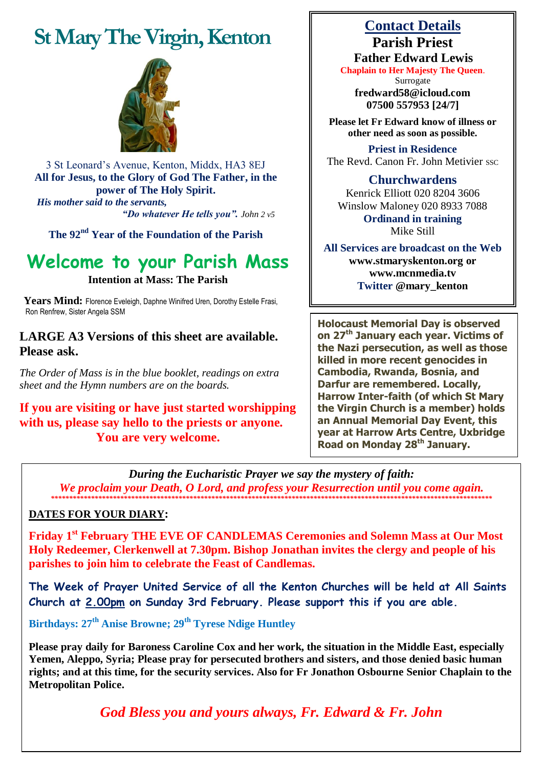# St Mary The Virgin, Kenton

3 St Leonard's Avenue, Kenton, Middx, HA3 8EJ

**All for Jesus, to the Glory of God The Father, in the power of The Holy Spirit.**

***His mother said to the servants,***

***"Do whatever He tells you".*** *John 2 v5*

**The 92nd Year of the Foundation of the Parish**

## Welcome to your Parish Mass

**Intention at Mass: The Parish**

**Years Mind:** Florence Eveleigh, Daphne Winifred Uren, Dorothy Estelle Frasi, Ron Renfrew, Sister Angela SSM

**LARGE A3 Versions of this sheet are available. Please ask.**

*The Order of Mass is in the blue booklet, readings on extra sheet and the Hymn numbers are on the boards.*

**If you are visiting or have just started worshipping with us, please say hello to the priests or anyone. You are very welcome.**

## Contact Details

**Parish Priest**

**Father Edward Lewis**

**Chaplain to Her Majesty The Queen.**

Surrogate

**fredward58@icloud.com**

**07500 557953 [24/7]**

**Please let Fr Edward know of illness or other need as soon as possible.**

**Priest in Residence**

The Revd. Canon Fr. John Metivier SSC

**Churchwardens**

Kenrick Elliott 020 8204 3606

Winslow Maloney 020 8933 7088

**Ordinand in training**

Mike Still

**All Services are broadcast on the Web**

**www.stmaryskenton.org or**

**www.mcnmedia.tv**

**Twitter @mary_kenton**

**Holocaust Memorial Day is observed on 27th January each year. Victims of the Nazi persecution, as well as those killed in more recent genocides in Cambodia, Rwanda, Bosnia, and Darfur are remembered. Locally, Harrow Inter-faith (of which St Mary the Virgin Church is a member) holds an Annual Memorial Day Event, this year at Harrow Arts Centre, Uxbridge Road on Monday 28th January.**

*During the Eucharistic Prayer we say the mystery of faith:*

*We proclaim your Death, O Lord, and profess your Resurrection until you come again.*

**DATES FOR YOUR DIARY:**

**Friday 1st February THE EVE OF CANDLEMAS Ceremonies and Solemn Mass at Our Most Holy Redeemer, Clerkenwell at 7.30pm. Bishop Jonathan invites the clergy and people of his parishes to join him to celebrate the Feast of Candlemas.**

**The Week of Prayer United Service of all the Kenton Churches will be held at All Saints Church at 2.00pm on Sunday 3rd February. Please support this if you are able.**

**Birthdays: 27th Anise Browne; 29th Tyrese Ndige Huntley**

**Please pray daily for Baroness Caroline Cox and her work, the situation in the Middle East, especially Yemen, Aleppo, Syria; Please pray for persecuted brothers and sisters, and those denied basic human rights; and at this time, for the security services. Also for Fr Jonathon Osbourne Senior Chaplain to the Metropolitan Police.**

*God Bless you and yours always, Fr. Edward & Fr. John*